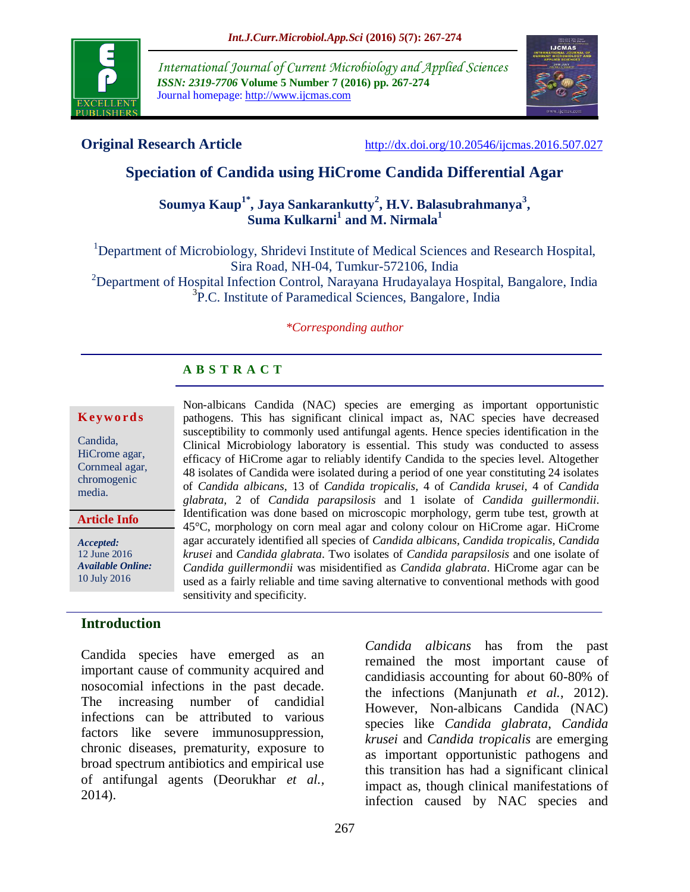**Original Research Article** http://dx.doi.org/10.20546/ijcmas.2016.507.027

# Speciation of Candida using HiCrome Candida Differential Agar

**Soumya Kaup[1*], Jaya Sankarankutty[2], H.V. Balasubrahmanya[3], Suma Kulkarni[1] and M. Nirmala[1]**

[1]Department of Microbiology, Shridevi Institute of Medical Sciences and Research Hospital, Sira Road, NH-04, Tumkur-572106, India
[2]Department of Hospital Infection Control, Narayana Hrudayalaya Hospital, Bangalore, India
[3]P.C. Institute of Paramedical Sciences, Bangalore, India

*\*Corresponding author*

## ABSTRACT

**Keywords**

Candida, HiCrome agar, Cornmeal agar, chromogenic media.

**Article Info**

*Accepted:* 12 June 2016
*Available Online:* 10 July 2016

Non-albicans Candida (NAC) species are emerging as important opportunistic pathogens. This has significant clinical impact as, NAC species have decreased susceptibility to commonly used antifungal agents. Hence species identification in the Clinical Microbiology laboratory is essential. This study was conducted to assess efficacy of HiCrome agar to reliably identify Candida to the species level. Altogether 48 isolates of Candida were isolated during a period of one year constituting 24 isolates of *Candida albicans*, 13 of *Candida tropicalis*, 4 of *Candida krusei*, 4 of *Candida glabrata*, 2 of *Candida parapsilosis* and 1 isolate of *Candida guillermondii*. Identification was done based on microscopic morphology, germ tube test, growth at 45°C, morphology on corn meal agar and colony colour on HiCrome agar. HiCrome agar accurately identified all species of *Candida albicans, Candida tropicalis, Candida krusei* and *Candida glabrata*. Two isolates of *Candida parapsilosis* and one isolate of *Candida guillermondii* was misidentified as *Candida glabrata*. HiCrome agar can be used as a fairly reliable and time saving alternative to conventional methods with good sensitivity and specificity.

## Introduction

Candida species have emerged as an important cause of community acquired and nosocomial infections in the past decade. The increasing number of candidial infections can be attributed to various factors like severe immunosuppression, chronic diseases, prematurity, exposure to broad spectrum antibiotics and empirical use of antifungal agents (Deorukhar *et al.*, 2014).

*Candida albicans* has from the past remained the most important cause of candidiasis accounting for about 60-80% of the infections (Manjunath *et al.*, 2012). However, Non-albicans Candida (NAC) species like *Candida glabrata*, *Candida krusei* and *Candida tropicalis* are emerging as important opportunistic pathogens and this transition has had a significant clinical impact as, though clinical manifestations of infection caused by NAC species and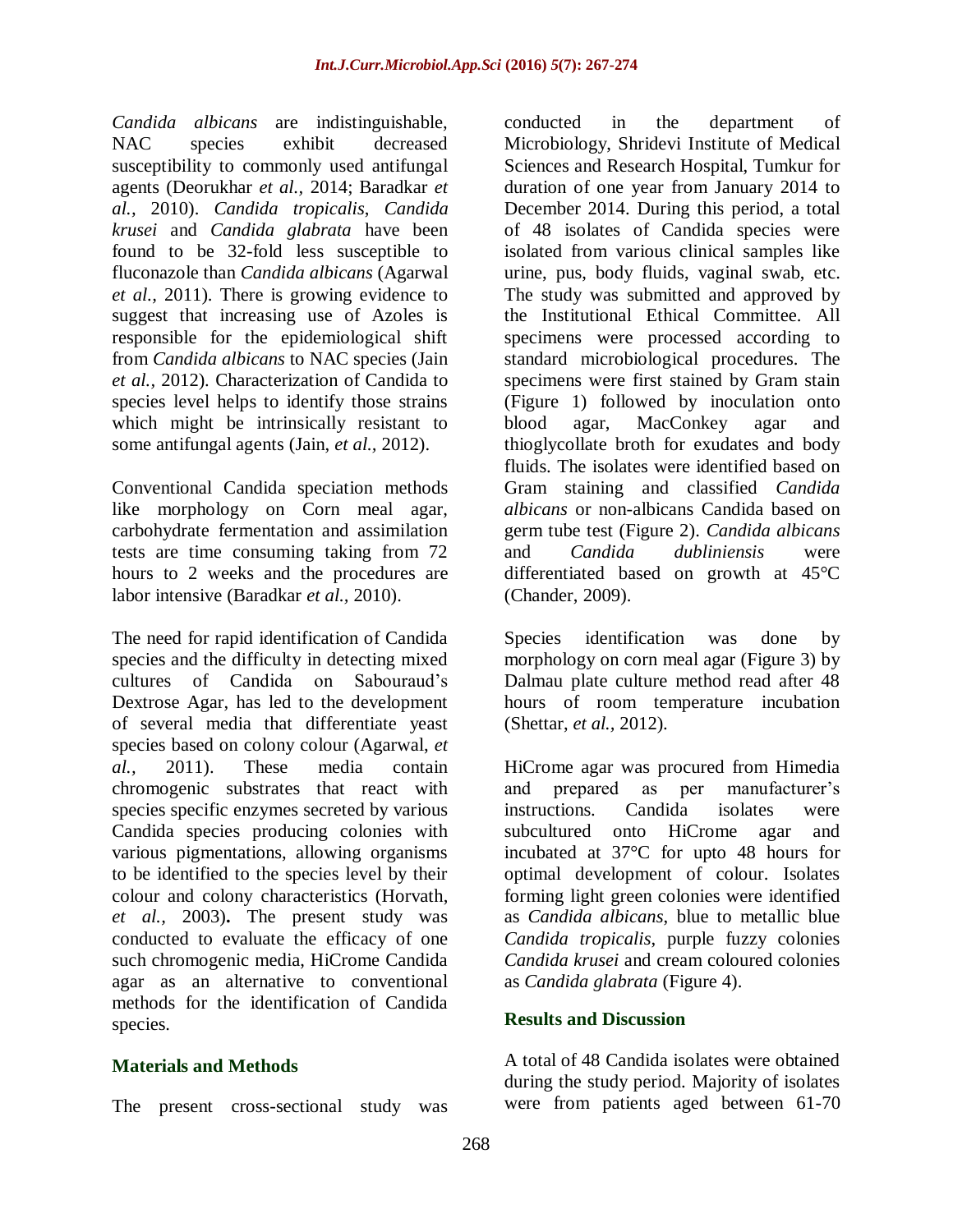*Candida albicans* are indistinguishable, NAC species exhibit decreased susceptibility to commonly used antifungal agents (Deorukhar *et al.,* 2014; Baradkar *et al.,* 2010). *Candida tropicalis*, *Candida krusei* and *Candida glabrata* have been found to be 32-fold less susceptible to fluconazole than *Candida albicans* (Agarwal *et al.,* 2011). There is growing evidence to suggest that increasing use of Azoles is responsible for the epidemiological shift from *Candida albicans* to NAC species (Jain *et al.,* 2012). Characterization of Candida to species level helps to identify those strains which might be intrinsically resistant to some antifungal agents (Jain, *et al.,* 2012).

Conventional Candida speciation methods like morphology on Corn meal agar, carbohydrate fermentation and assimilation tests are time consuming taking from 72 hours to 2 weeks and the procedures are labor intensive (Baradkar *et al.,* 2010).

The need for rapid identification of Candida species and the difficulty in detecting mixed cultures of Candida on Sabouraud's Dextrose Agar, has led to the development of several media that differentiate yeast species based on colony colour (Agarwal, *et al.,* 2011). These media contain chromogenic substrates that react with species specific enzymes secreted by various Candida species producing colonies with various pigmentations, allowing organisms to be identified to the species level by their colour and colony characteristics (Horvath, *et al.,* 2003)**.** The present study was conducted to evaluate the efficacy of one such chromogenic media, HiCrome Candida agar as an alternative to conventional methods for the identification of Candida species.

## Materials and Methods

The present cross-sectional study was conducted in the department of Microbiology, Shridevi Institute of Medical Sciences and Research Hospital, Tumkur for duration of one year from January 2014 to December 2014. During this period, a total of 48 isolates of Candida species were isolated from various clinical samples like urine, pus, body fluids, vaginal swab, etc. The study was submitted and approved by the Institutional Ethical Committee. All specimens were processed according to standard microbiological procedures. The specimens were first stained by Gram stain (Figure 1) followed by inoculation onto blood agar, MacConkey agar and thioglycollate broth for exudates and body fluids. The isolates were identified based on Gram staining and classified *Candida albicans* or non-albicans Candida based on germ tube test (Figure 2). *Candida albicans* and *Candida dubliniensis* were differentiated based on growth at 45°C (Chander, 2009).

Species identification was done by morphology on corn meal agar (Figure 3) by Dalmau plate culture method read after 48 hours of room temperature incubation (Shettar, *et al.,* 2012).

HiCrome agar was procured from Himedia and prepared as per manufacturer's instructions. Candida isolates were subcultured onto HiCrome agar and incubated at 37°C for upto 48 hours for optimal development of colour. Isolates forming light green colonies were identified as *Candida albicans*, blue to metallic blue *Candida tropicalis*, purple fuzzy colonies *Candida krusei* and cream coloured colonies as *Candida glabrata* (Figure 4).

## Results and Discussion

A total of 48 Candida isolates were obtained during the study period. Majority of isolates were from patients aged between 61-70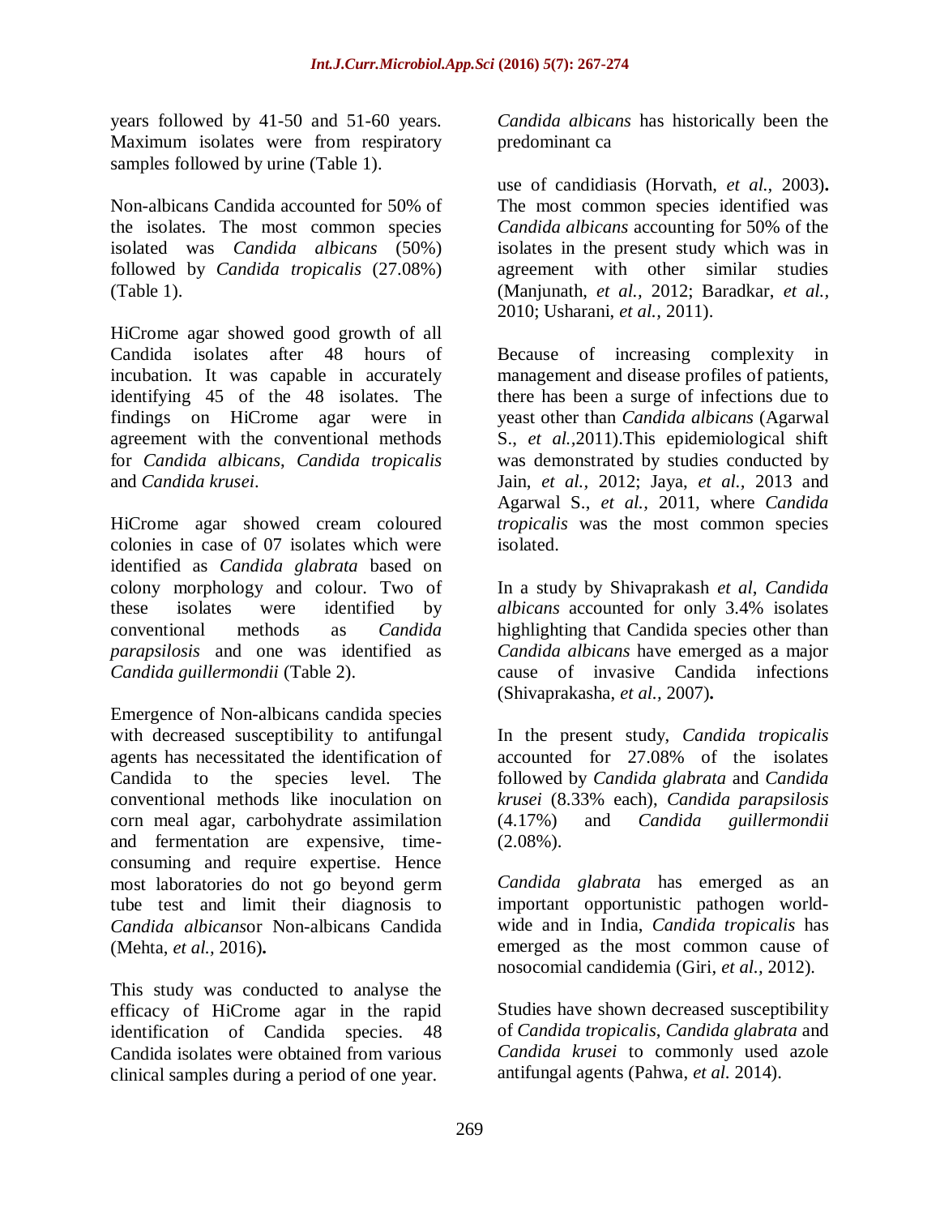years followed by 41-50 and 51-60 years. Maximum isolates were from respiratory samples followed by urine (Table 1).

Non-albicans Candida accounted for 50% of the isolates. The most common species isolated was *Candida albicans* (50%) followed by *Candida tropicalis* (27.08%) (Table 1).

HiCrome agar showed good growth of all Candida isolates after 48 hours of incubation. It was capable in accurately identifying 45 of the 48 isolates. The findings on HiCrome agar were in agreement with the conventional methods for *Candida albicans*, *Candida tropicalis* and *Candida krusei*.

HiCrome agar showed cream coloured colonies in case of 07 isolates which were identified as *Candida glabrata* based on colony morphology and colour. Two of these isolates were identified by conventional methods as *Candida parapsilosis* and one was identified as *Candida guillermondii* (Table 2).

Emergence of Non-albicans candida species with decreased susceptibility to antifungal agents has necessitated the identification of Candida to the species level. The conventional methods like inoculation on corn meal agar, carbohydrate assimilation and fermentation are expensive, time-consuming and require expertise. Hence most laboratories do not go beyond germ tube test and limit their diagnosis to *Candida albicans*or Non-albicans Candida (Mehta, *et al.,* 2016)**.**

This study was conducted to analyse the efficacy of HiCrome agar in the rapid identification of Candida species. 48 Candida isolates were obtained from various clinical samples during a period of one year.

*Candida albicans* has historically been the predominant ca

use of candidiasis (Horvath, *et al.,* 2003)**.** The most common species identified was *Candida albicans* accounting for 50% of the isolates in the present study which was in agreement with other similar studies (Manjunath, *et al.,* 2012; Baradkar, *et al.,* 2010; Usharani, *et al.,* 2011).

Because of increasing complexity in management and disease profiles of patients, there has been a surge of infections due to yeast other than *Candida albicans* (Agarwal S., *et al.,*2011).This epidemiological shift was demonstrated by studies conducted by Jain, *et al.,* 2012; Jaya, *et al.,* 2013 and Agarwal S., *et al.,* 2011, where *Candida tropicalis* was the most common species isolated.

In a study by Shivaprakash *et al*, *Candida albicans* accounted for only 3.4% isolates highlighting that Candida species other than *Candida albicans* have emerged as a major cause of invasive Candida infections (Shivaprakasha, *et al.,* 2007)**.**

In the present study, *Candida tropicalis* accounted for 27.08% of the isolates followed by *Candida glabrata* and *Candida krusei* (8.33% each), *Candida parapsilosis* (4.17%) and *Candida guillermondii* (2.08%).

*Candida glabrata* has emerged as an important opportunistic pathogen world-wide and in India, *Candida tropicalis* has emerged as the most common cause of nosocomial candidemia (Giri, *et al.,* 2012).

Studies have shown decreased susceptibility of *Candida tropicalis*, *Candida glabrata* and *Candida krusei* to commonly used azole antifungal agents (Pahwa, *et al.* 2014).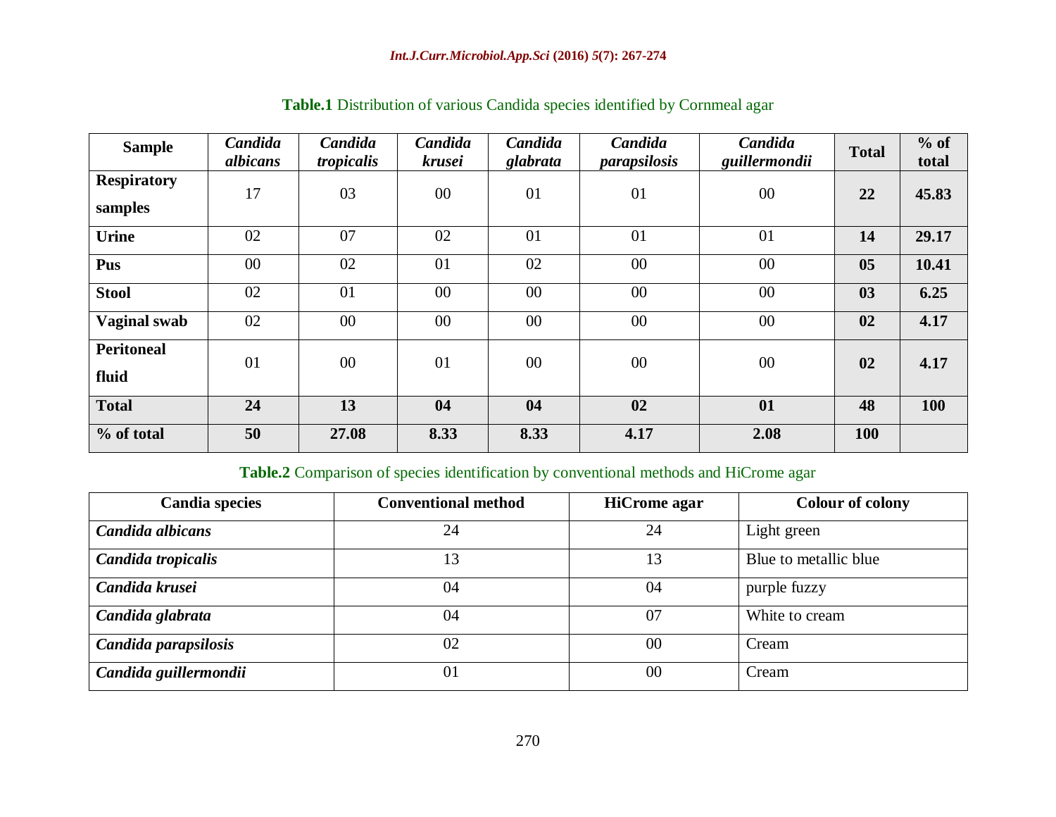**Table.1** Distribution of various Candida species identified by Cornmeal agar

| Sample | *Candida albicans* | *Candida tropicalis* | *Candida krusei* | *Candida glabrata* | *Candida parapsilosis* | *Candida guillermondii* | Total | % of total |
|---|---|---|---|---|---|---|---|---|
| **Respiratory samples** | 17 | 03 | 00 | 01 | 01 | 00 | **22** | **45.83** |
| **Urine** | 02 | 07 | 02 | 01 | 01 | 01 | **14** | **29.17** |
| **Pus** | 00 | 02 | 01 | 02 | 00 | 00 | **05** | **10.41** |
| **Stool** | 02 | 01 | 00 | 00 | 00 | 00 | **03** | **6.25** |
| **Vaginal swab** | 02 | 00 | 00 | 00 | 00 | 00 | **02** | **4.17** |
| **Peritoneal fluid** | 01 | 00 | 01 | 00 | 00 | 00 | **02** | **4.17** |
| **Total** | **24** | **13** | **04** | **04** | **02** | **01** | **48** | **100** |
| **% of total** | **50** | **27.08** | **8.33** | **8.33** | **4.17** | **2.08** | **100** | |

**Table.2** Comparison of species identification by conventional methods and HiCrome agar

| Candia species | Conventional method | HiCrome agar | Colour of colony |
|---|---|---|---|
| ***Candida albicans*** | 24 | 24 | Light green |
| ***Candida tropicalis*** | 13 | 13 | Blue to metallic blue |
| ***Candida krusei*** | 04 | 04 | purple fuzzy |
| ***Candida glabrata*** | 04 | 07 | White to cream |
| ***Candida parapsilosis*** | 02 | 00 | Cream |
| ***Candida guillermondii*** | 01 | 00 | Cream |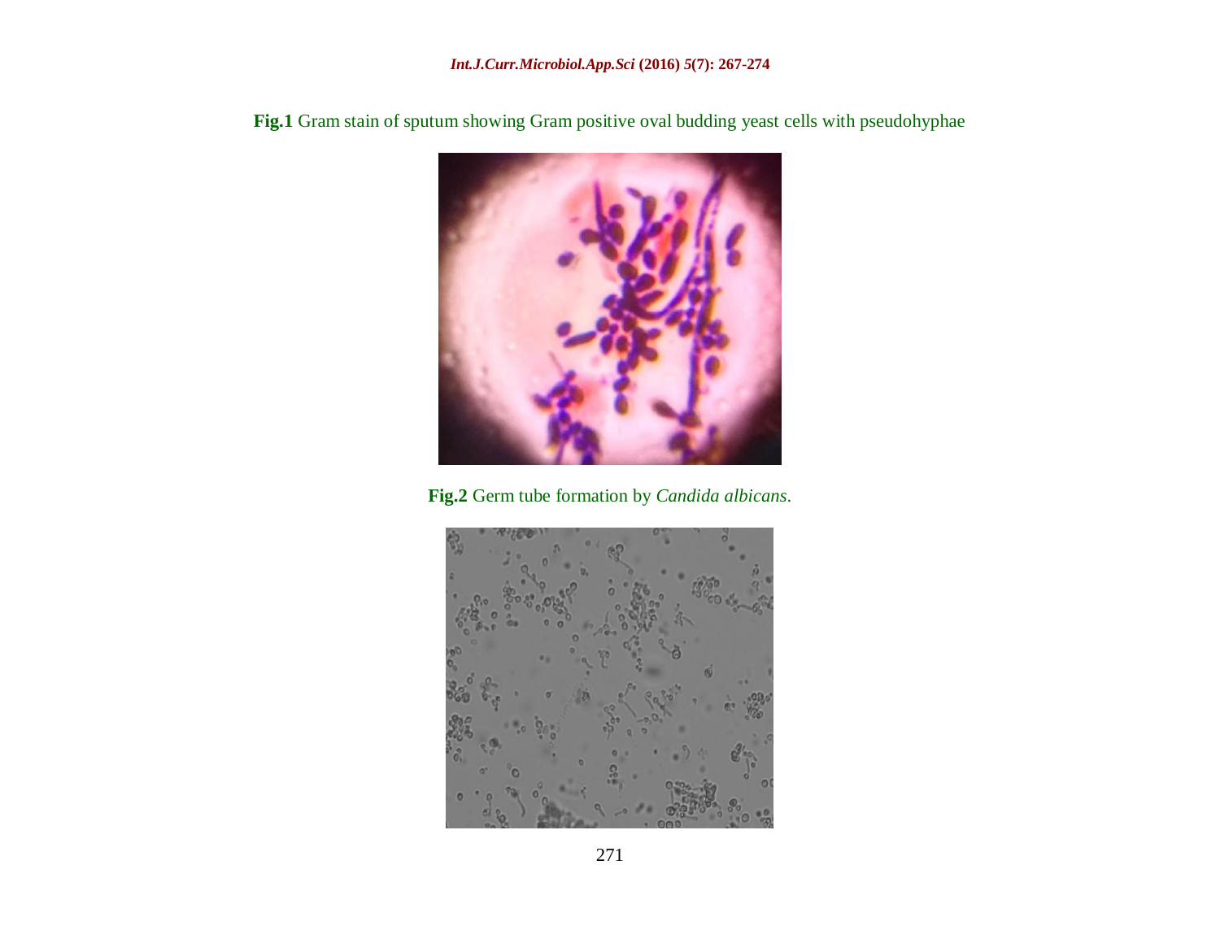**Fig.1** Gram stain of sputum showing Gram positive oval budding yeast cells with pseudohyphae

**Fig.2** Germ tube formation by *Candida albicans*.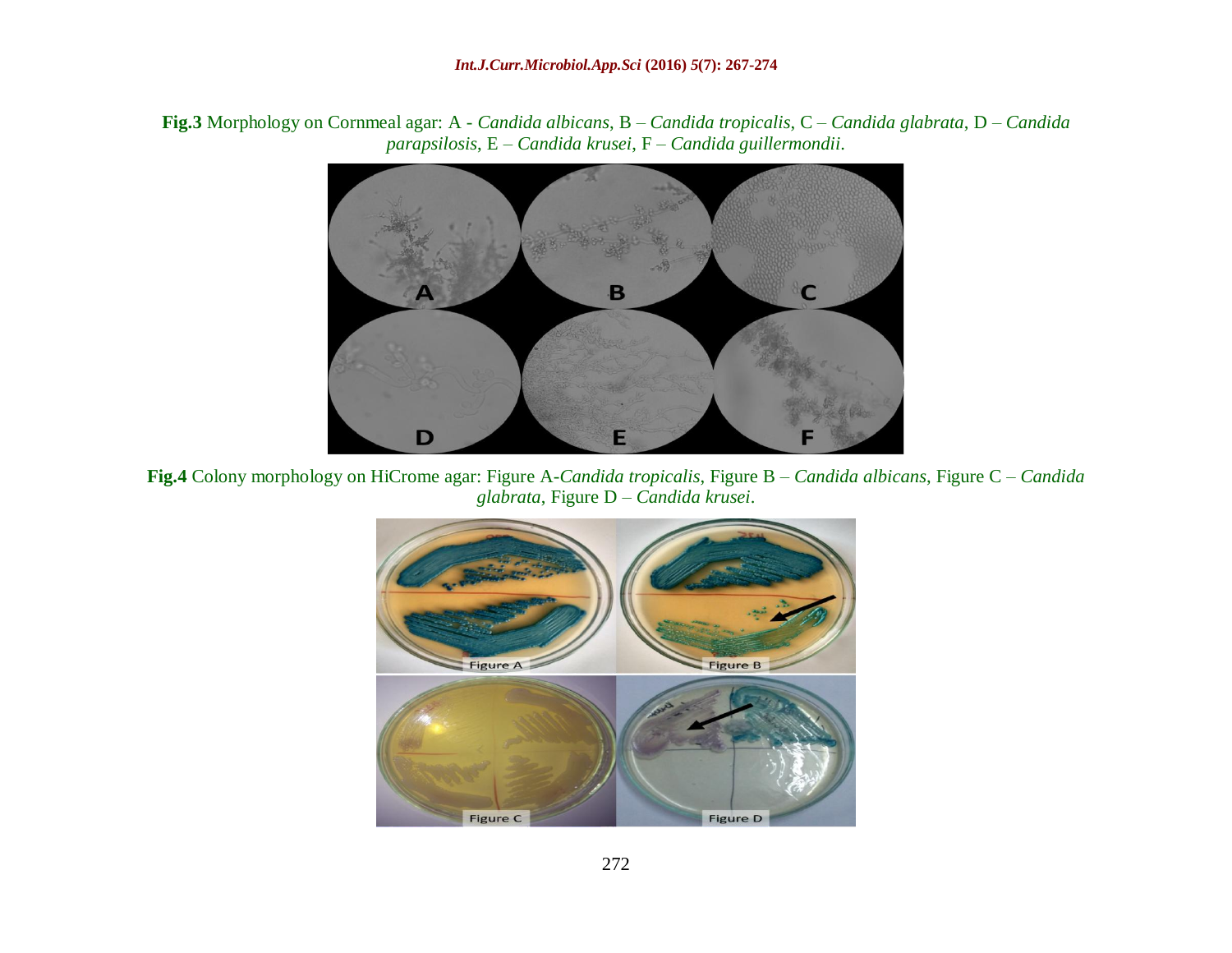**Fig.3** Morphology on Cornmeal agar: A - *Candida albicans*, B – *Candida tropicalis*, C – *Candida glabrata*, D – *Candida parapsilosis*, E – *Candida krusei*, F – *Candida guillermondii*.

**Fig.4** Colony morphology on HiCrome agar: Figure A-*Candida tropicalis*, Figure B – *Candida albicans*, Figure C – *Candida glabrata*, Figure D – *Candida krusei*.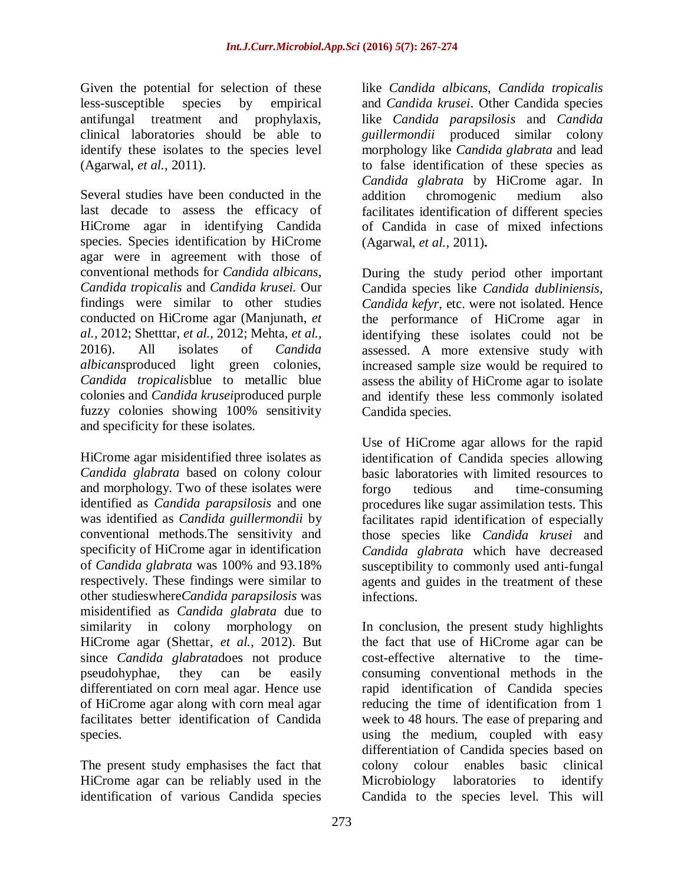Given the potential for selection of these less-susceptible species by empirical antifungal treatment and prophylaxis, clinical laboratories should be able to identify these isolates to the species level (Agarwal, *et al.,* 2011).

Several studies have been conducted in the last decade to assess the efficacy of HiCrome agar in identifying Candida species. Species identification by HiCrome agar were in agreement with those of conventional methods for *Candida albicans*, *Candida tropicalis* and *Candida krusei.* Our findings were similar to other studies conducted on HiCrome agar (Manjunath, *et al.,* 2012; Shetttar, *et al.,* 2012; Mehta, *et al.,* 2016). All isolates of *Candida albicans*produced light green colonies, *Candida tropicalis*blue to metallic blue colonies and *Candida krusei*produced purple fuzzy colonies showing 100% sensitivity and specificity for these isolates.

HiCrome agar misidentified three isolates as *Candida glabrata* based on colony colour and morphology. Two of these isolates were identified as *Candida parapsilosis* and one was identified as *Candida guillermondii* by conventional methods.The sensitivity and specificity of HiCrome agar in identification of *Candida glabrata* was 100% and 93.18% respectively. These findings were similar to other studieswhere*Candida parapsilosis* was misidentified as *Candida glabrata* due to similarity in colony morphology on HiCrome agar (Shettar, *et al.,* 2012). But since *Candida glabrata*does not produce pseudohyphae, they can be easily differentiated on corn meal agar. Hence use of HiCrome agar along with corn meal agar facilitates better identification of Candida species.

The present study emphasises the fact that HiCrome agar can be reliably used in the identification of various Candida species like *Candida albicans*, *Candida tropicalis* and *Candida krusei*. Other Candida species like *Candida parapsilosis* and *Candida guillermondii* produced similar colony morphology like *Candida glabrata* and lead to false identification of these species as *Candida glabrata* by HiCrome agar. In addition chromogenic medium also facilitates identification of different species of Candida in case of mixed infections (Agarwal, *et al.,* 2011)**.**

During the study period other important Candida species like *Candida dubliniensis*, *Candida kefyr*, etc. were not isolated. Hence the performance of HiCrome agar in identifying these isolates could not be assessed. A more extensive study with increased sample size would be required to assess the ability of HiCrome agar to isolate and identify these less commonly isolated Candida species.

Use of HiCrome agar allows for the rapid identification of Candida species allowing basic laboratories with limited resources to forgo tedious and time-consuming procedures like sugar assimilation tests. This facilitates rapid identification of especially those species like *Candida krusei* and *Candida glabrata* which have decreased susceptibility to commonly used anti-fungal agents and guides in the treatment of these infections.

In conclusion, the present study highlights the fact that use of HiCrome agar can be cost-effective alternative to the time-consuming conventional methods in the rapid identification of Candida species reducing the time of identification from 1 week to 48 hours. The ease of preparing and using the medium, coupled with easy differentiation of Candida species based on colony colour enables basic clinical Microbiology laboratories to identify Candida to the species level. This will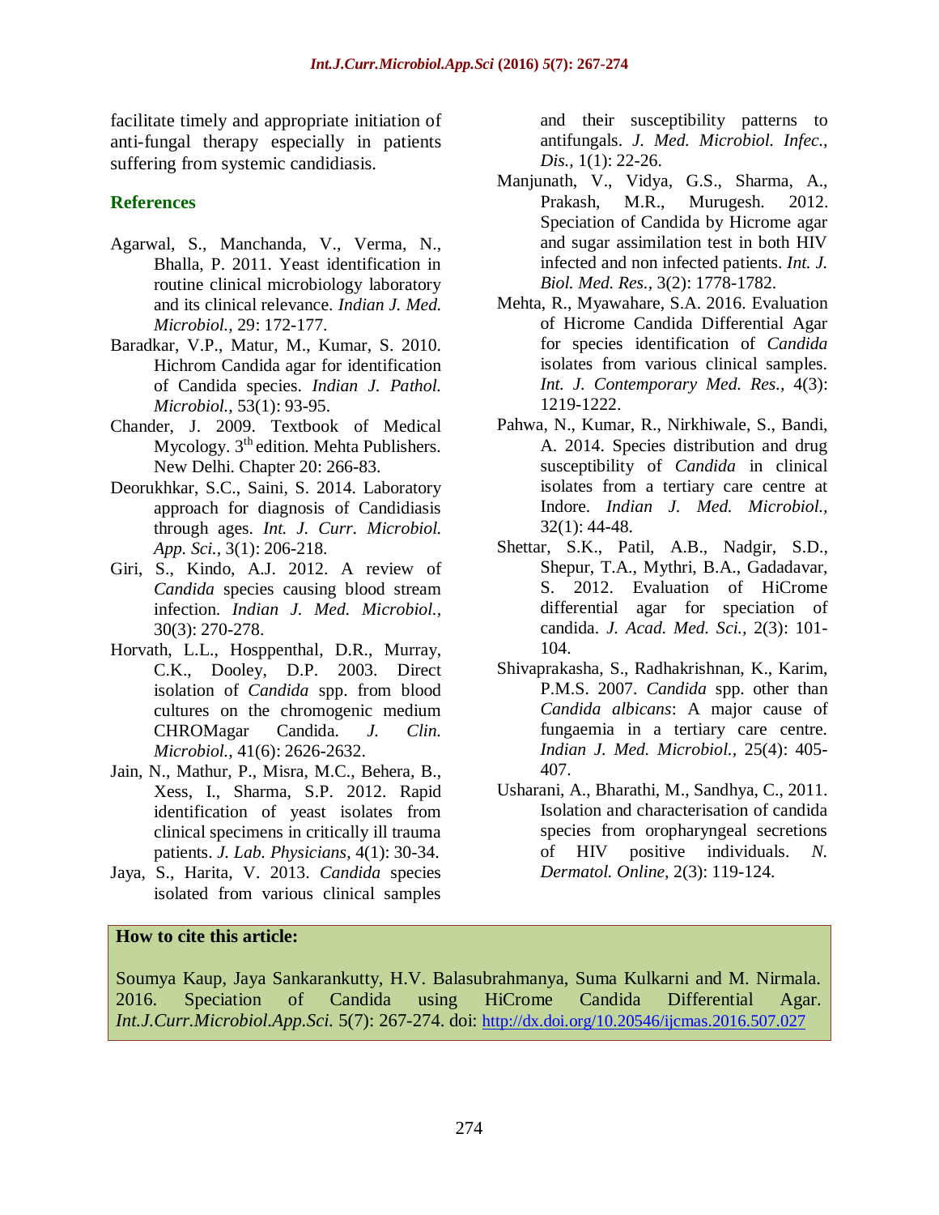facilitate timely and appropriate initiation of anti-fungal therapy especially in patients suffering from systemic candidiasis.

## References

Agarwal, S., Manchanda, V., Verma, N., Bhalla, P. 2011. Yeast identification in routine clinical microbiology laboratory and its clinical relevance. *Indian J. Med. Microbiol.,* 29: 172-177.

Baradkar, V.P., Matur, M., Kumar, S. 2010. Hichrom Candida agar for identification of Candida species. *Indian J. Pathol. Microbiol.,* 53(1): 93-95.

Chander, J. 2009. Textbook of Medical Mycology. 3rd edition. Mehta Publishers. New Delhi. Chapter 20: 266-83.

Deorukhkar, S.C., Saini, S. 2014. Laboratory approach for diagnosis of Candidiasis through ages. *Int. J. Curr. Microbiol. App. Sci.,* 3(1): 206-218.

Giri, S., Kindo, A.J. 2012. A review of *Candida* species causing blood stream infection. *Indian J. Med. Microbiol.,* 30(3): 270-278.

Horvath, L.L., Hosppenthal, D.R., Murray, C.K., Dooley, D.P. 2003. Direct isolation of *Candida* spp. from blood cultures on the chromogenic medium CHROMagar Candida. *J. Clin. Microbiol.,* 41(6): 2626-2632.

Jain, N., Mathur, P., Misra, M.C., Behera, B., Xess, I., Sharma, S.P. 2012. Rapid identification of yeast isolates from clinical specimens in critically ill trauma patients. *J. Lab. Physicians,* 4(1): 30-34.

Jaya, S., Harita, V. 2013. *Candida* species isolated from various clinical samples and their susceptibility patterns to antifungals. *J. Med. Microbiol. Infec., Dis.,* 1(1): 22-26.

Manjunath, V., Vidya, G.S., Sharma, A., Prakash, M.R., Murugesh. 2012. Speciation of Candida by Hicrome agar and sugar assimilation test in both HIV infected and non infected patients. *Int. J. Biol. Med. Res.,* 3(2): 1778-1782.

Mehta, R., Myawahare, S.A. 2016. Evaluation of Hicrome Candida Differential Agar for species identification of *Candida* isolates from various clinical samples. *Int. J. Contemporary Med. Res.,* 4(3): 1219-1222.

Pahwa, N., Kumar, R., Nirkhiwale, S., Bandi, A. 2014. Species distribution and drug susceptibility of *Candida* in clinical isolates from a tertiary care centre at Indore. *Indian J. Med. Microbiol.,* 32(1): 44-48.

Shettar, S.K., Patil, A.B., Nadgir, S.D., Shepur, T.A., Mythri, B.A., Gadadavar, S. 2012. Evaluation of HiCrome differential agar for speciation of candida. *J. Acad. Med. Sci.,* 2(3): 101-104.

Shivaprakasha, S., Radhakrishnan, K., Karim, P.M.S. 2007. *Candida* spp. other than *Candida albicans*: A major cause of fungaemia in a tertiary care centre. *Indian J. Med. Microbiol.,* 25(4): 405-407.

Usharani, A., Bharathi, M., Sandhya, C., 2011. Isolation and characterisation of candida species from oropharyngeal secretions of HIV positive individuals. *N. Dermatol. Online,* 2(3): 119-124.

**How to cite this article:**

Soumya Kaup, Jaya Sankarankutty, H.V. Balasubrahmanya, Suma Kulkarni and M. Nirmala. 2016. Speciation of Candida using HiCrome Candida Differential Agar. *Int.J.Curr.Microbiol.App.Sci.* 5(7): 267-274. doi: http://dx.doi.org/10.20546/ijcmas.2016.507.027